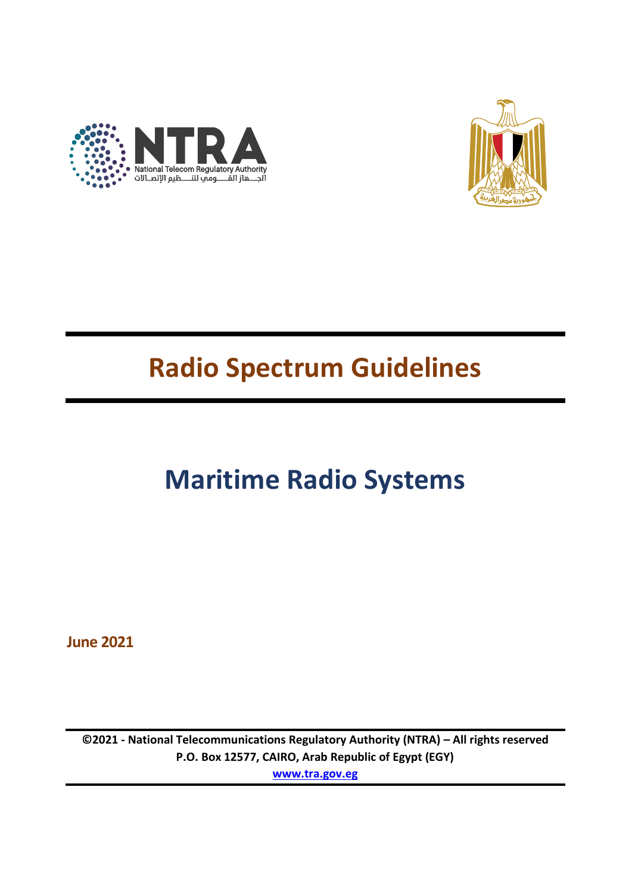# Radio Spectrum Guidelines

# Maritime Radio Systems

**June 2021**

**©2021 - National Telecommunications Regulatory Authority (NTRA) – All rights reserved**
**P.O. Box 12577, CAIRO, Arab Republic of Egypt (EGY)**
**www.tra.gov.eg**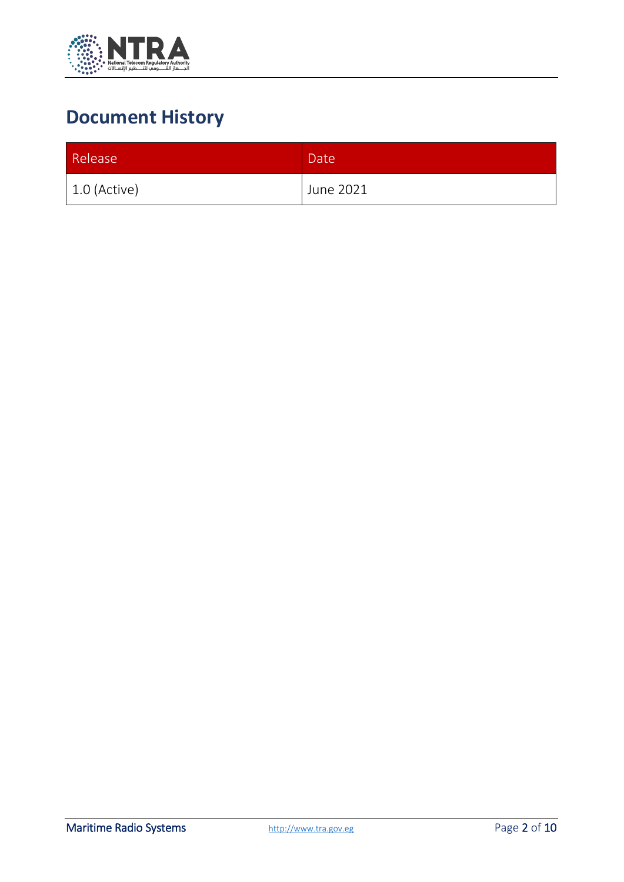# Document History

| Release | Date |
| --- | --- |
| 1.0 (Active) | June 2021 |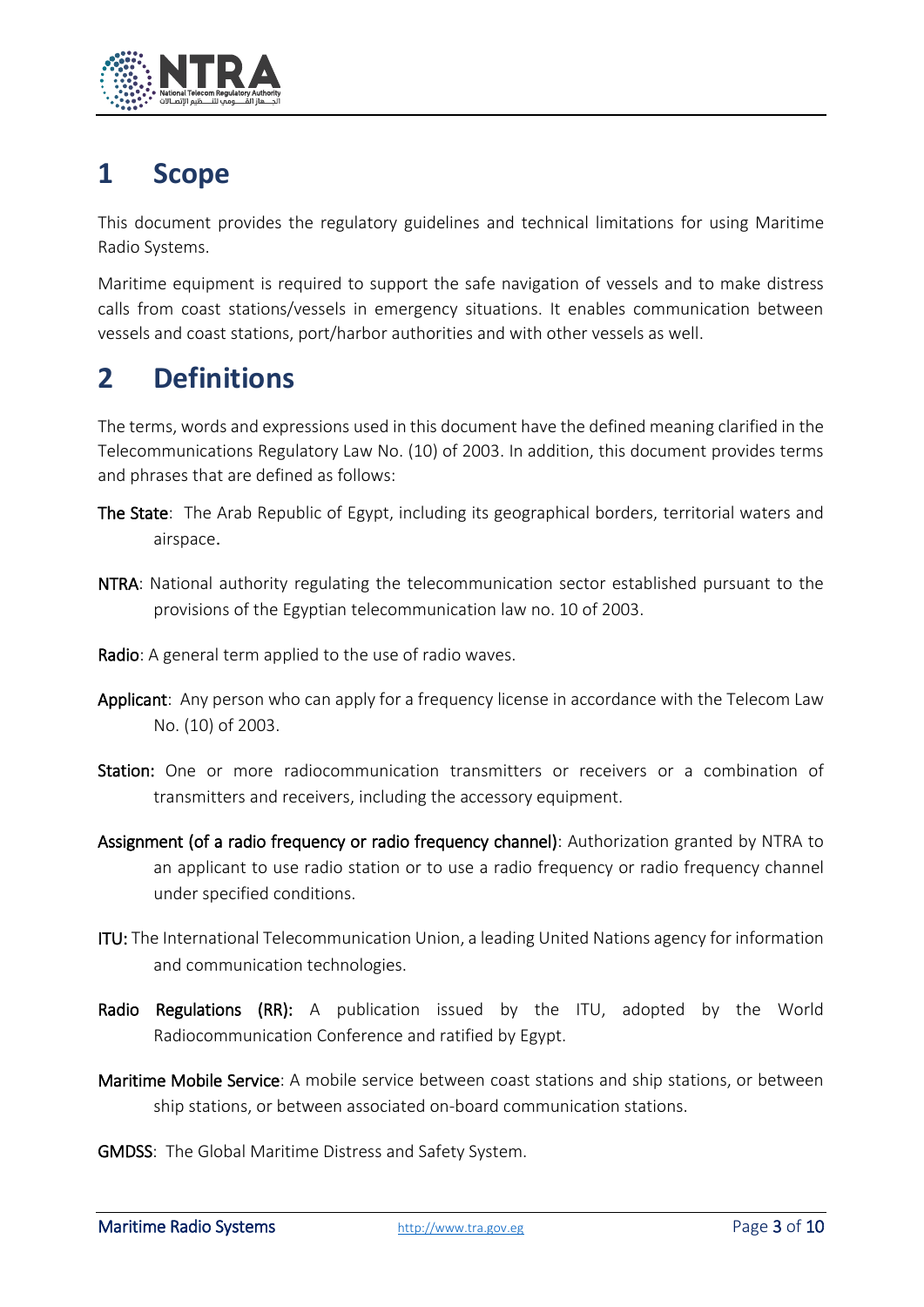# 1 Scope

This document provides the regulatory guidelines and technical limitations for using Maritime Radio Systems.

Maritime equipment is required to support the safe navigation of vessels and to make distress calls from coast stations/vessels in emergency situations. It enables communication between vessels and coast stations, port/harbor authorities and with other vessels as well.

# 2 Definitions

The terms, words and expressions used in this document have the defined meaning clarified in the Telecommunications Regulatory Law No. (10) of 2003. In addition, this document provides terms and phrases that are defined as follows:

**The State**: The Arab Republic of Egypt, including its geographical borders, territorial waters and airspace.

**NTRA**: National authority regulating the telecommunication sector established pursuant to the provisions of the Egyptian telecommunication law no. 10 of 2003.

**Radio**: A general term applied to the use of radio waves.

**Applicant**: Any person who can apply for a frequency license in accordance with the Telecom Law No. (10) of 2003.

**Station:** One or more radiocommunication transmitters or receivers or a combination of transmitters and receivers, including the accessory equipment.

**Assignment (of a radio frequency or radio frequency channel)**: Authorization granted by NTRA to an applicant to use radio station or to use a radio frequency or radio frequency channel under specified conditions.

**ITU:** The International Telecommunication Union, a leading United Nations agency for information and communication technologies.

**Radio Regulations (RR):** A publication issued by the ITU, adopted by the World Radiocommunication Conference and ratified by Egypt.

**Maritime Mobile Service**: A mobile service between coast stations and ship stations, or between ship stations, or between associated on-board communication stations.

**GMDSS**: The Global Maritime Distress and Safety System.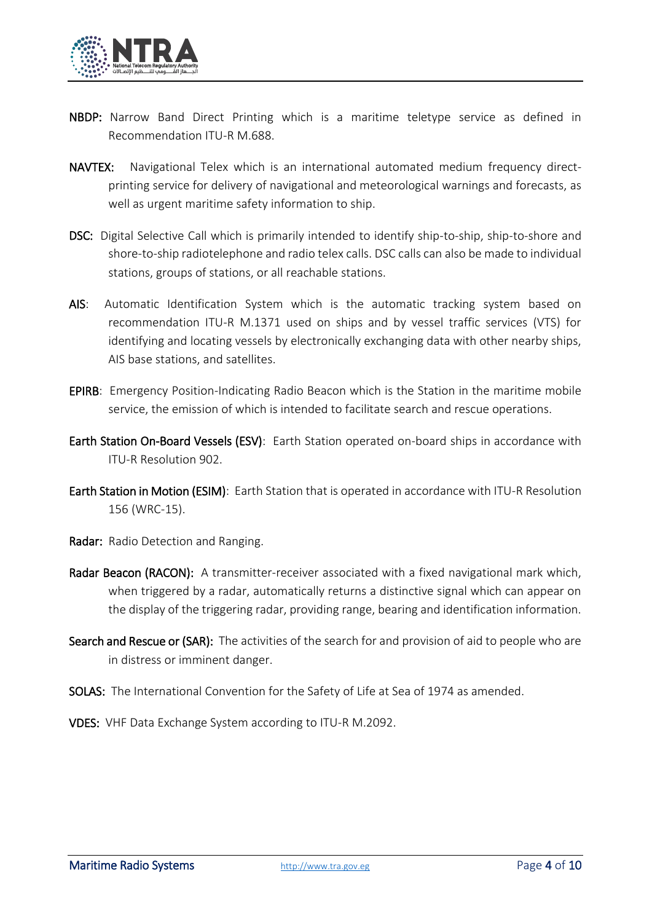**NBDP:** Narrow Band Direct Printing which is a maritime teletype service as defined in Recommendation ITU-R M.688.

**NAVTEX:** Navigational Telex which is an international automated medium frequency direct-printing service for delivery of navigational and meteorological warnings and forecasts, as well as urgent maritime safety information to ship.

**DSC:** Digital Selective Call which is primarily intended to identify ship-to-ship, ship-to-shore and shore-to-ship radiotelephone and radio telex calls. DSC calls can also be made to individual stations, groups of stations, or all reachable stations.

**AIS**: Automatic Identification System which is the automatic tracking system based on recommendation ITU-R M.1371 used on ships and by vessel traffic services (VTS) for identifying and locating vessels by electronically exchanging data with other nearby ships, AIS base stations, and satellites.

**EPIRB**: Emergency Position-Indicating Radio Beacon which is the Station in the maritime mobile service, the emission of which is intended to facilitate search and rescue operations.

**Earth Station On-Board Vessels (ESV)**: Earth Station operated on-board ships in accordance with ITU-R Resolution 902.

**Earth Station in Motion (ESIM)**: Earth Station that is operated in accordance with ITU-R Resolution 156 (WRC-15).

**Radar:** Radio Detection and Ranging.

**Radar Beacon (RACON):** A transmitter-receiver associated with a fixed navigational mark which, when triggered by a radar, automatically returns a distinctive signal which can appear on the display of the triggering radar, providing range, bearing and identification information.

**Search and Rescue or (SAR):** The activities of the search for and provision of aid to people who are in distress or imminent danger.

**SOLAS:** The International Convention for the Safety of Life at Sea of 1974 as amended.

**VDES:** VHF Data Exchange System according to ITU-R M.2092.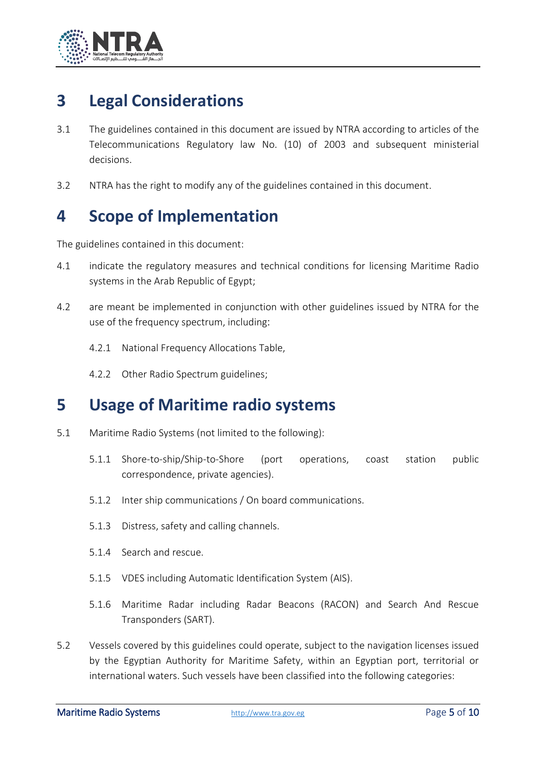# 3 Legal Considerations

3.1 The guidelines contained in this document are issued by NTRA according to articles of the Telecommunications Regulatory law No. (10) of 2003 and subsequent ministerial decisions.

3.2 NTRA has the right to modify any of the guidelines contained in this document.

# 4 Scope of Implementation

The guidelines contained in this document:

4.1 indicate the regulatory measures and technical conditions for licensing Maritime Radio systems in the Arab Republic of Egypt;

4.2 are meant be implemented in conjunction with other guidelines issued by NTRA for the use of the frequency spectrum, including:

4.2.1 National Frequency Allocations Table,

4.2.2 Other Radio Spectrum guidelines;

# 5 Usage of Maritime radio systems

5.1 Maritime Radio Systems (not limited to the following):

5.1.1 Shore-to-ship/Ship-to-Shore (port operations, coast station public correspondence, private agencies).

5.1.2 Inter ship communications / On board communications.

5.1.3 Distress, safety and calling channels.

5.1.4 Search and rescue.

5.1.5 VDES including Automatic Identification System (AIS).

5.1.6 Maritime Radar including Radar Beacons (RACON) and Search And Rescue Transponders (SART).

5.2 Vessels covered by this guidelines could operate, subject to the navigation licenses issued by the Egyptian Authority for Maritime Safety, within an Egyptian port, territorial or international waters. Such vessels have been classified into the following categories: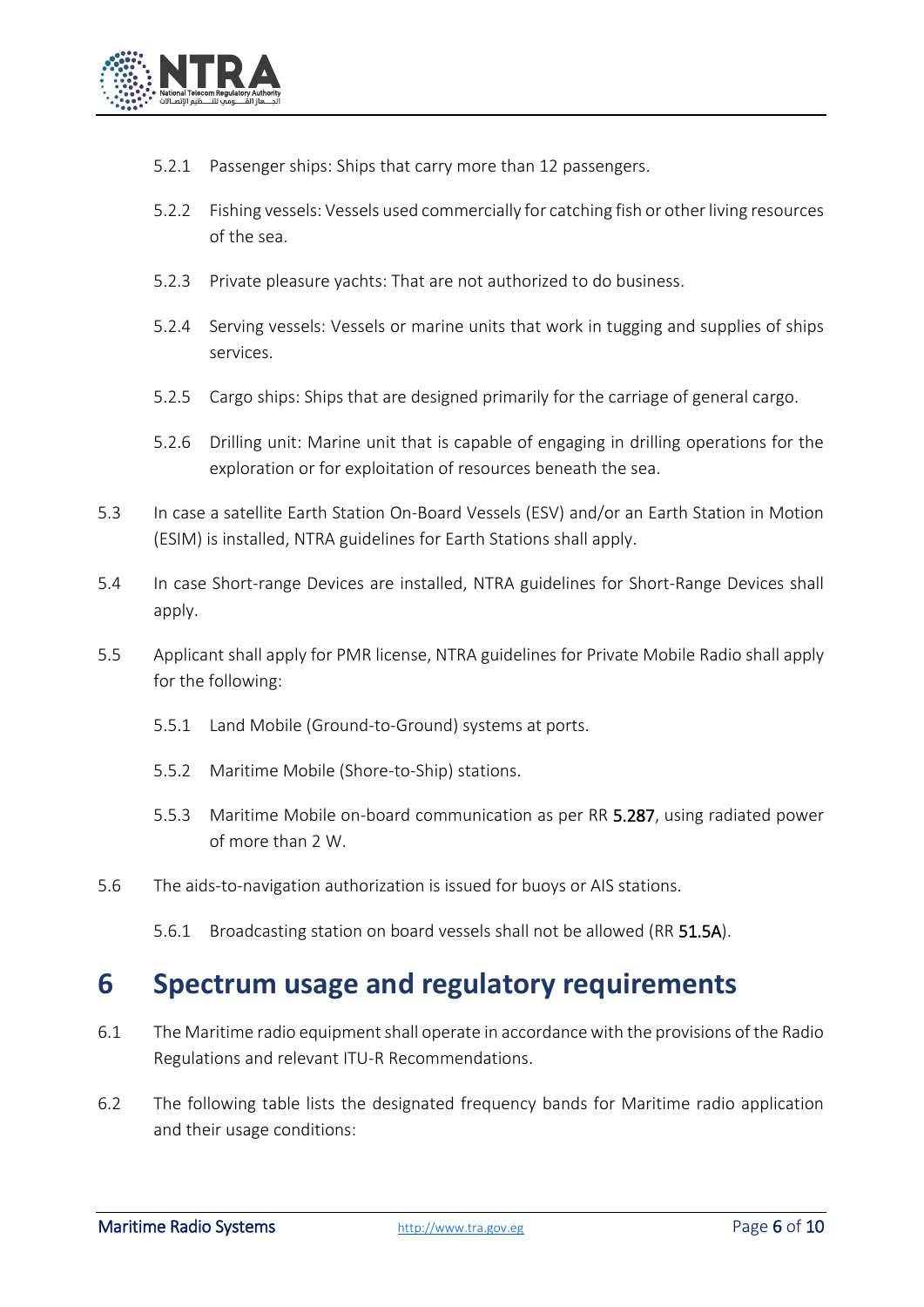5.2.1 Passenger ships: Ships that carry more than 12 passengers.

5.2.2 Fishing vessels: Vessels used commercially for catching fish or other living resources of the sea.

5.2.3 Private pleasure yachts: That are not authorized to do business.

5.2.4 Serving vessels: Vessels or marine units that work in tugging and supplies of ships services.

5.2.5 Cargo ships: Ships that are designed primarily for the carriage of general cargo.

5.2.6 Drilling unit: Marine unit that is capable of engaging in drilling operations for the exploration or for exploitation of resources beneath the sea.

5.3 In case a satellite Earth Station On-Board Vessels (ESV) and/or an Earth Station in Motion (ESIM) is installed, NTRA guidelines for Earth Stations shall apply.

5.4 In case Short-range Devices are installed, NTRA guidelines for Short-Range Devices shall apply.

5.5 Applicant shall apply for PMR license, NTRA guidelines for Private Mobile Radio shall apply for the following:

5.5.1 Land Mobile (Ground-to-Ground) systems at ports.

5.5.2 Maritime Mobile (Shore-to-Ship) stations.

5.5.3 Maritime Mobile on-board communication as per RR 5.287, using radiated power of more than 2 W.

5.6 The aids-to-navigation authorization is issued for buoys or AIS stations.

5.6.1 Broadcasting station on board vessels shall not be allowed (RR 51.5A).

# 6 Spectrum usage and regulatory requirements

6.1 The Maritime radio equipment shall operate in accordance with the provisions of the Radio Regulations and relevant ITU-R Recommendations.

6.2 The following table lists the designated frequency bands for Maritime radio application and their usage conditions: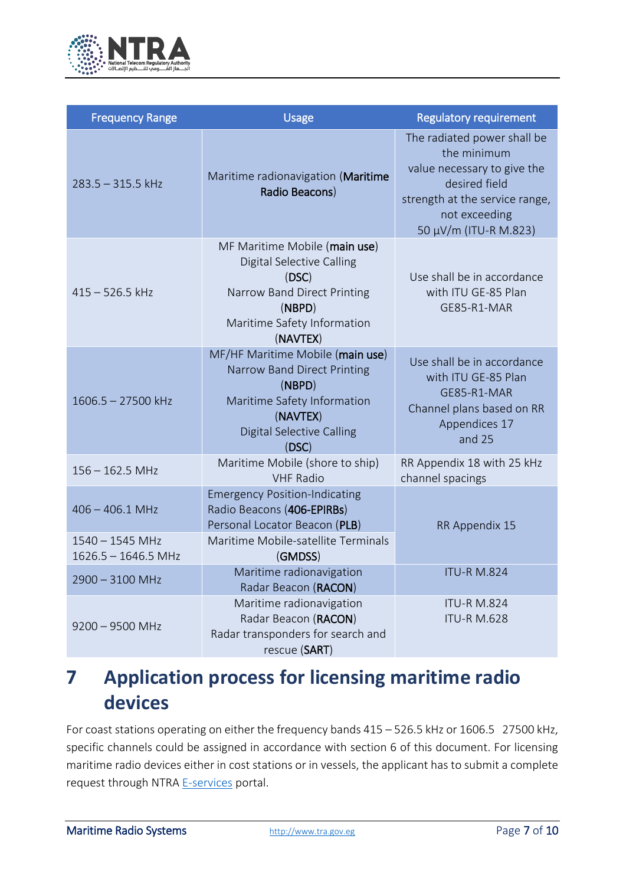| Frequency Range | Usage | Regulatory requirement |
| --- | --- | --- |
| 283.5 – 315.5 kHz | Maritime radionavigation (**Maritime Radio Beacons**) | The radiated power shall be the minimum value necessary to give the desired field strength at the service range, not exceeding 50 µV/m (ITU-R M.823) |
| 415 – 526.5 kHz | MF Maritime Mobile (**main use**) Digital Selective Calling (**DSC**) Narrow Band Direct Printing (**NBPD**) Maritime Safety Information (**NAVTEX**) | Use shall be in accordance with ITU GE-85 Plan GE85-R1-MAR |
| 1606.5 – 27500 kHz | MF/HF Maritime Mobile (**main use**) Narrow Band Direct Printing (**NBPD**) Maritime Safety Information (**NAVTEX**) Digital Selective Calling (**DSC**) | Use shall be in accordance with ITU GE-85 Plan GE85-R1-MAR Channel plans based on RR Appendices 17 and 25 |
| 156 – 162.5 MHz | Maritime Mobile (shore to ship) VHF Radio | RR Appendix 18 with 25 kHz channel spacings |
| 406 – 406.1 MHz | Emergency Position-Indicating Radio Beacons (**406-EPIRBs**) Personal Locator Beacon (**PLB**) | RR Appendix 15 |
| 1540 – 1545 MHz 1626.5 – 1646.5 MHz | Maritime Mobile-satellite Terminals (**GMDSS**) | |
| 2900 – 3100 MHz | Maritime radionavigation Radar Beacon (**RACON**) | ITU-R M.824 |
| 9200 – 9500 MHz | Maritime radionavigation Radar Beacon (**RACON**) Radar transponders for search and rescue (**SART**) | ITU-R M.824 ITU-R M.628 |

# 7 Application process for licensing maritime radio devices

For coast stations operating on either the frequency bands 415 – 526.5 kHz or 1606.5 27500 kHz, specific channels could be assigned in accordance with section 6 of this document. For licensing maritime radio devices either in cost stations or in vessels, the applicant has to submit a complete request through NTRA E-services portal.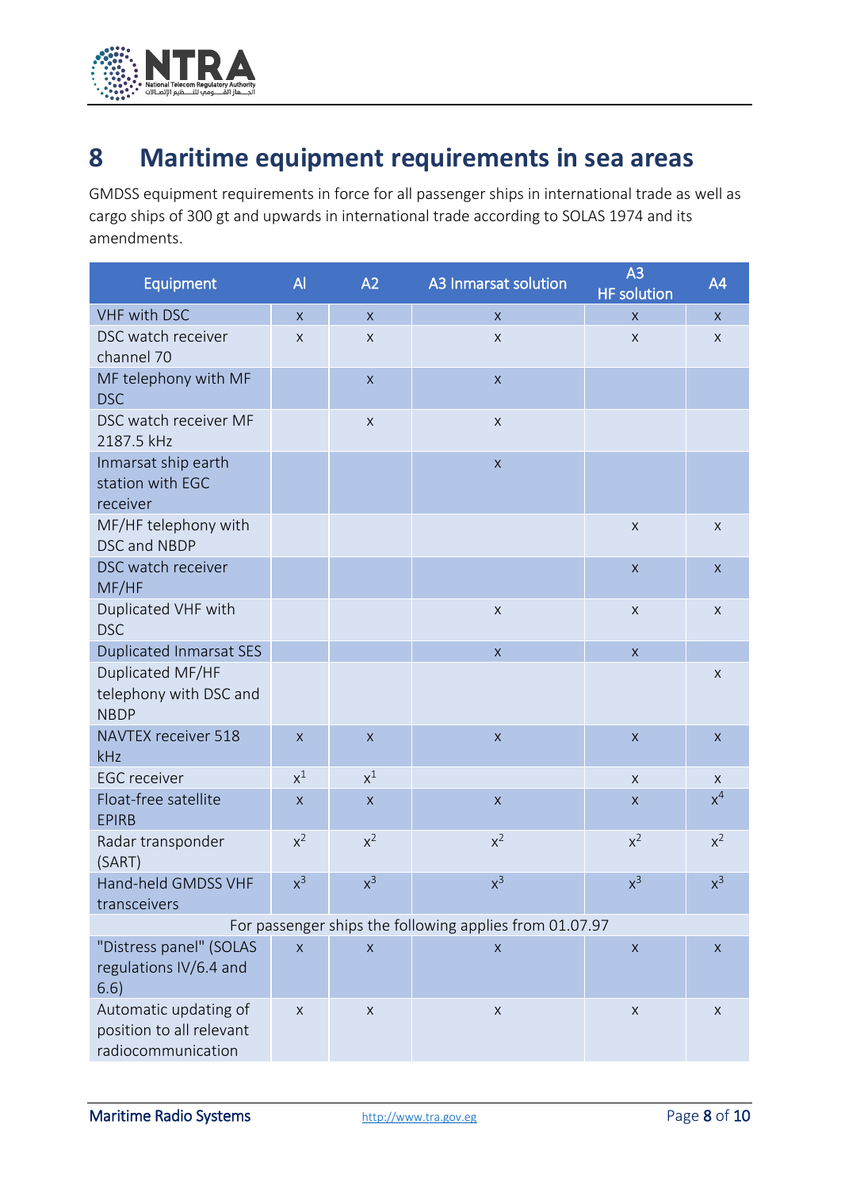# 8 Maritime equipment requirements in sea areas

GMDSS equipment requirements in force for all passenger ships in international trade as well as cargo ships of 300 gt and upwards in international trade according to SOLAS 1974 and its amendments.

| Equipment | Al | A2 | A3 Inmarsat solution | A3 HF solution | A4 |
|---|---|---|---|---|---|
| VHF with DSC | x | x | x | x | x |
| DSC watch receiver channel 70 | x | x | x | x | x |
| MF telephony with MF DSC | | x | x | | |
| DSC watch receiver MF 2187.5 kHz | | x | x | | |
| Inmarsat ship earth station with EGC receiver | | | x | | |
| MF/HF telephony with DSC and NBDP | | | | x | x |
| DSC watch receiver MF/HF | | | | x | x |
| Duplicated VHF with DSC | | | x | x | x |
| Duplicated Inmarsat SES | | | x | x | |
| Duplicated MF/HF telephony with DSC and NBDP | | | | | x |
| NAVTEX receiver 518 kHz | x | x | x | x | x |
| EGC receiver | x[1] | x[1] | | x | x |
| Float-free satellite EPIRB | x | x | x | x | x[4] |
| Radar transponder (SART) | x[2] | x[2] | x[2] | x[2] | x[2] |
| Hand-held GMDSS VHF transceivers | x[3] | x[3] | x[3] | x[3] | x[3] |
| For passenger ships the following applies from 01.07.97 | | | | | |
| "Distress panel" (SOLAS regulations IV/6.4 and 6.6) | x | x | x | x | x |
| Automatic updating of position to all relevant radiocommunication | x | x | x | x | x |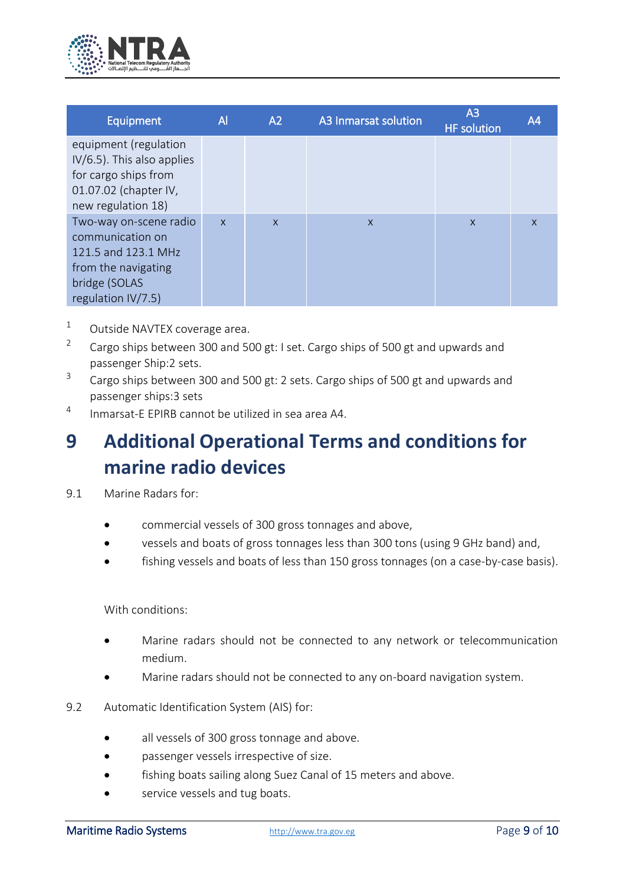| Equipment | Al | A2 | A3 Inmarsat solution | A3 HF solution | A4 |
|---|---|---|---|---|---|
| equipment (regulation IV/6.5). This also applies for cargo ships from 01.07.02 (chapter IV, new regulation 18) | | | | | |
| Two-way on-scene radio communication on 121.5 and 123.1 MHz from the navigating bridge (SOLAS regulation IV/7.5) | x | x | x | x | x |

[1] Outside NAVTEX coverage area.

[2] Cargo ships between 300 and 500 gt: I set. Cargo ships of 500 gt and upwards and passenger Ship:2 sets.

[3] Cargo ships between 300 and 500 gt: 2 sets. Cargo ships of 500 gt and upwards and passenger ships:3 sets

[4] Inmarsat-E EPIRB cannot be utilized in sea area A4.

# 9 Additional Operational Terms and conditions for marine radio devices

9.1 Marine Radars for:

- commercial vessels of 300 gross tonnages and above,
- vessels and boats of gross tonnages less than 300 tons (using 9 GHz band) and,
- fishing vessels and boats of less than 150 gross tonnages (on a case-by-case basis).

With conditions:

- Marine radars should not be connected to any network or telecommunication medium.
- Marine radars should not be connected to any on-board navigation system.

9.2 Automatic Identification System (AIS) for:

- all vessels of 300 gross tonnage and above.
- passenger vessels irrespective of size.
- fishing boats sailing along Suez Canal of 15 meters and above.
- service vessels and tug boats.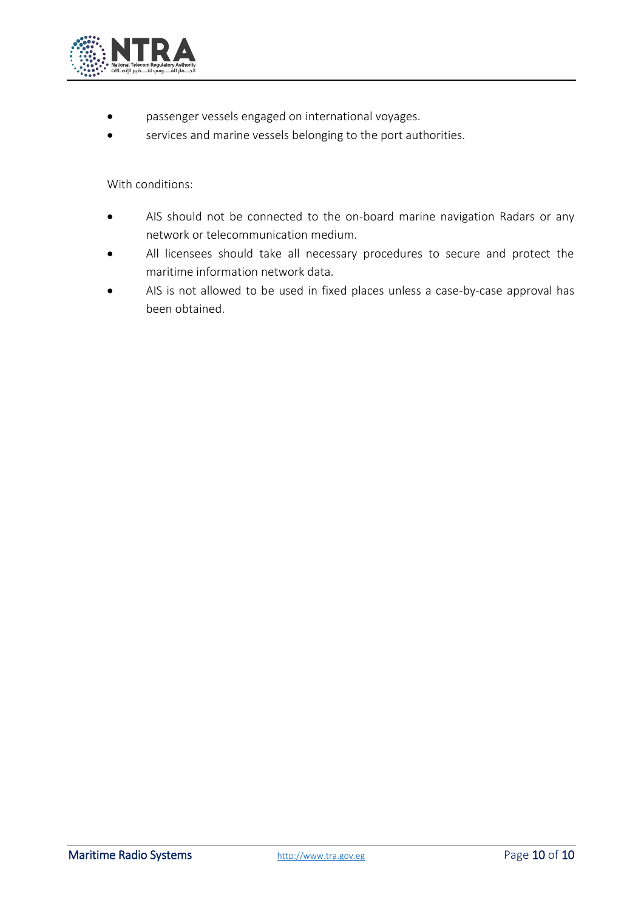- passenger vessels engaged on international voyages.
- services and marine vessels belonging to the port authorities.

With conditions:

- AIS should not be connected to the on-board marine navigation Radars or any network or telecommunication medium.
- All licensees should take all necessary procedures to secure and protect the maritime information network data.
- AIS is not allowed to be used in fixed places unless a case-by-case approval has been obtained.